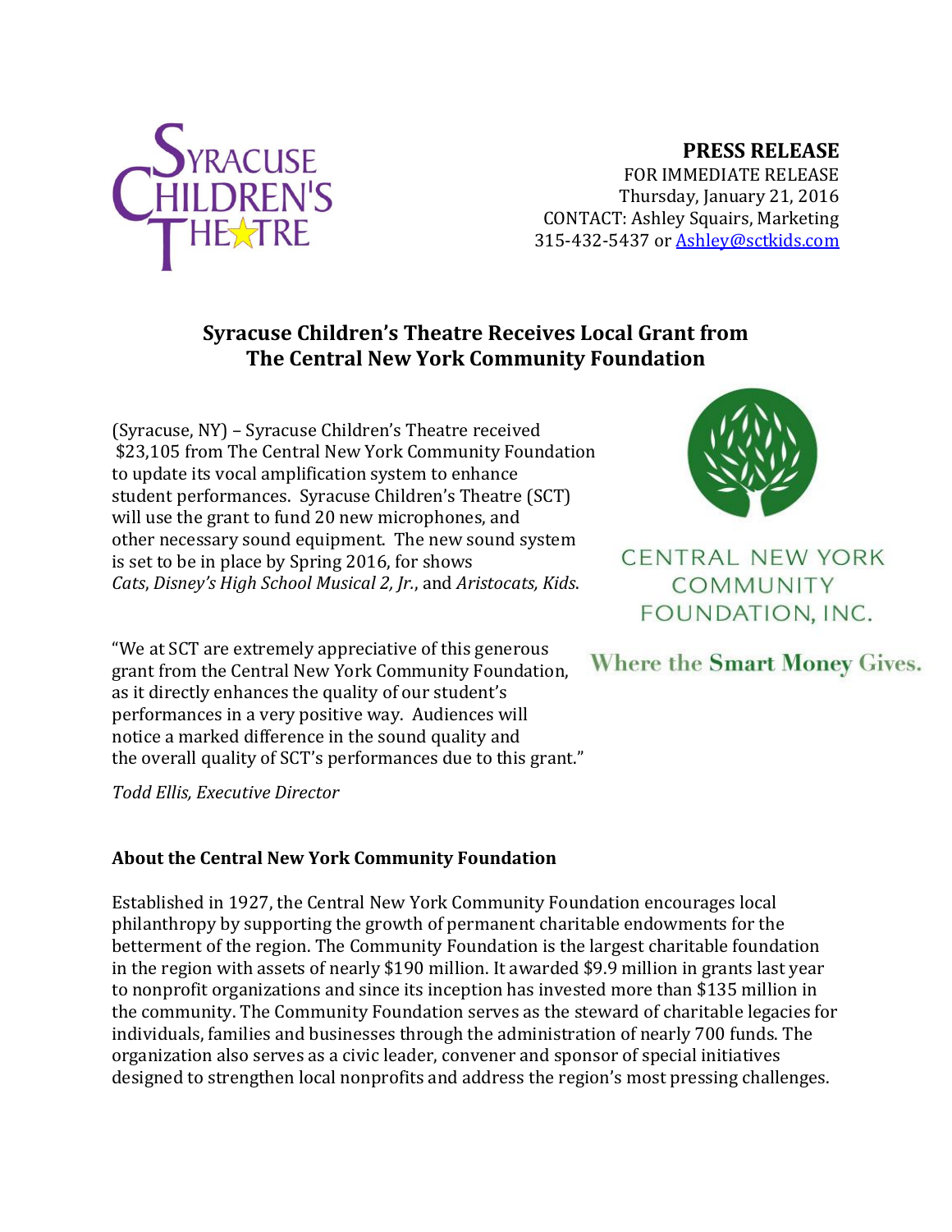**PRESS RELEASE**
FOR IMMEDIATE RELEASE
Thursday, January 21, 2016
CONTACT: Ashley Squairs, Marketing
315-432-5437 or Ashley@sctkids.com

## Syracuse Children's Theatre Receives Local Grant from The Central New York Community Foundation

(Syracuse, NY) – Syracuse Children's Theatre received $23,105 from The Central New York Community Foundation to update its vocal amplification system to enhance student performances. Syracuse Children's Theatre (SCT) will use the grant to fund 20 new microphones, and other necessary sound equipment. The new sound system is set to be in place by Spring 2016, for shows *Cats*, *Disney's High School Musical 2, Jr.*, and *Aristocats, Kids*.

"We at SCT are extremely appreciative of this generous grant from the Central New York Community Foundation, as it directly enhances the quality of our student's performances in a very positive way. Audiences will notice a marked difference in the sound quality and the overall quality of SCT's performances due to this grant."

*Todd Ellis, Executive Director*

CENTRAL NEW YORK COMMUNITY FOUNDATION, INC.

Where the Smart Money Gives.

### About the Central New York Community Foundation

Established in 1927, the Central New York Community Foundation encourages local philanthropy by supporting the growth of permanent charitable endowments for the betterment of the region. The Community Foundation is the largest charitable foundation in the region with assets of nearly $190 million. It awarded $9.9 million in grants last year to nonprofit organizations and since its inception has invested more than $135 million in the community. The Community Foundation serves as the steward of charitable legacies for individuals, families and businesses through the administration of nearly 700 funds. The organization also serves as a civic leader, convener and sponsor of special initiatives designed to strengthen local nonprofits and address the region's most pressing challenges.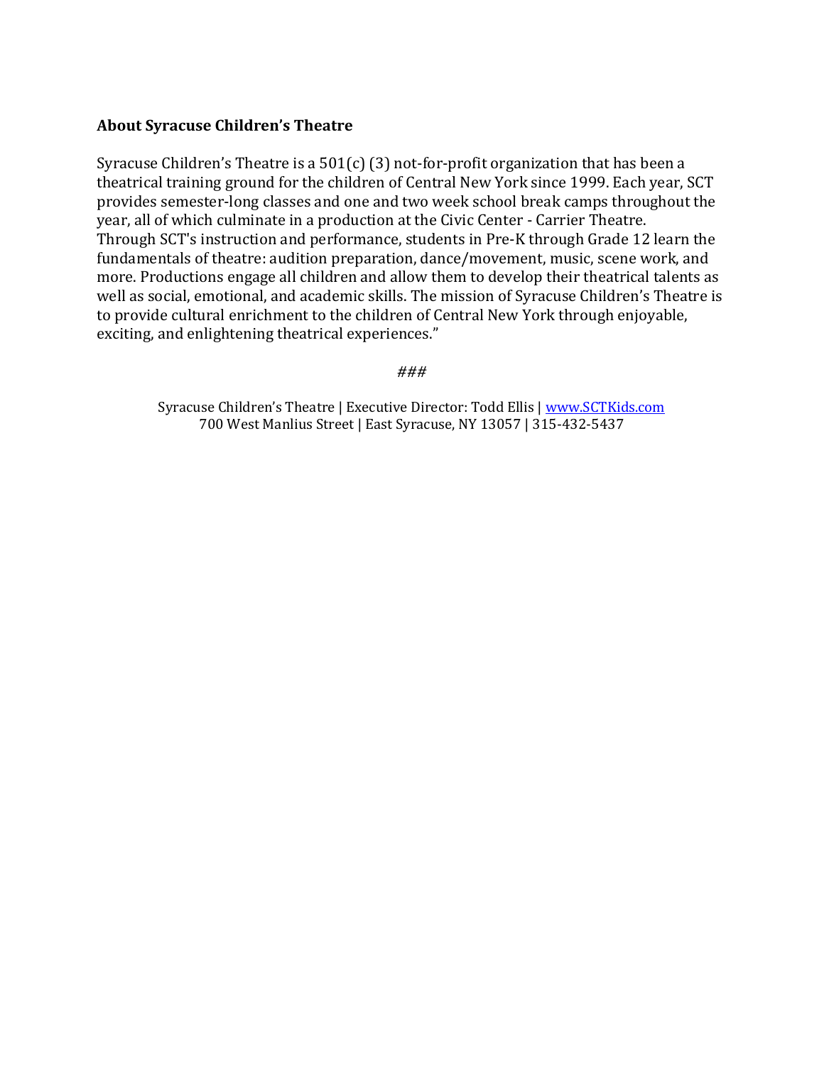**About Syracuse Children's Theatre**

Syracuse Children's Theatre is a 501(c) (3) not-for-profit organization that has been a theatrical training ground for the children of Central New York since 1999. Each year, SCT provides semester-long classes and one and two week school break camps throughout the year, all of which culminate in a production at the Civic Center - Carrier Theatre. Through SCT's instruction and performance, students in Pre-K through Grade 12 learn the fundamentals of theatre: audition preparation, dance/movement, music, scene work, and more. Productions engage all children and allow them to develop their theatrical talents as well as social, emotional, and academic skills. The mission of Syracuse Children's Theatre is to provide cultural enrichment to the children of Central New York through enjoyable, exciting, and enlightening theatrical experiences."

###

Syracuse Children's Theatre | Executive Director: Todd Ellis | www.SCTKids.com
700 West Manlius Street | East Syracuse, NY 13057 | 315-432-5437